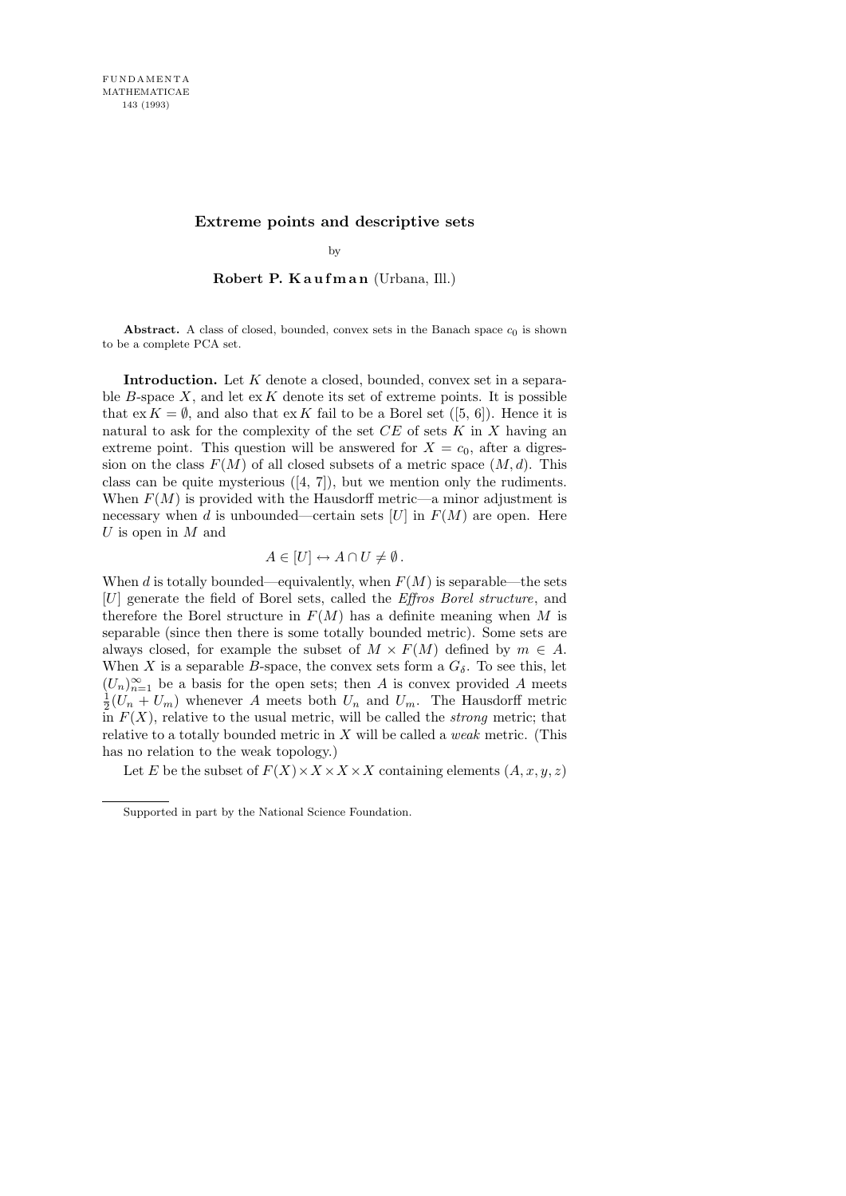# Extreme points and descriptive sets

by

**Robert P. Kaufman** (Urbana, Ill.)

**Abstract.** A class of closed, bounded, convex sets in the Banach space $c_0$ is shown to be a complete PCA set.

**Introduction.** Let $K$ denote a closed, bounded, convex set in a separable $B$-space $X$, and let $\operatorname{ex} K$ denote its set of extreme points. It is possible that $\operatorname{ex} K = \emptyset$, and also that $\operatorname{ex} K$ fail to be a Borel set ([5, 6]). Hence it is natural to ask for the complexity of the set $CE$ of sets $K$ in $X$ having an extreme point. This question will be answered for $X = c_0$, after a digression on the class $F(M)$ of all closed subsets of a metric space $(M, d)$. This class can be quite mysterious ([4, 7]), but we mention only the rudiments. When $F(M)$ is provided with the Hausdorff metric—a minor adjustment is necessary when $d$ is unbounded—certain sets $[U]$ in $F(M)$ are open. Here $U$ is open in $M$ and

$$A \in [U] \leftrightarrow A \cap U \neq \emptyset .$$

When $d$ is totally bounded—equivalently, when $F(M)$ is separable—the sets $[U]$ generate the field of Borel sets, called the *Effros Borel structure*, and therefore the Borel structure in $F(M)$ has a definite meaning when $M$ is separable (since then there is some totally bounded metric). Some sets are always closed, for example the subset of $M \times F(M)$ defined by $m \in A$. When $X$ is a separable $B$-space, the convex sets form a $G_\delta$. To see this, let $(U_n)_{n=1}^{\infty}$ be a basis for the open sets; then $A$ is convex provided $A$ meets $\frac{1}{2}(U_n + U_m)$ whenever $A$ meets both $U_n$ and $U_m$. The Hausdorff metric in $F(X)$, relative to the usual metric, will be called the *strong* metric; that relative to a totally bounded metric in $X$ will be called a *weak* metric. (This has no relation to the weak topology.)

Let $E$ be the subset of $F(X) \times X \times X \times X$ containing elements $(A, x, y, z)$

---

Supported in part by the National Science Foundation.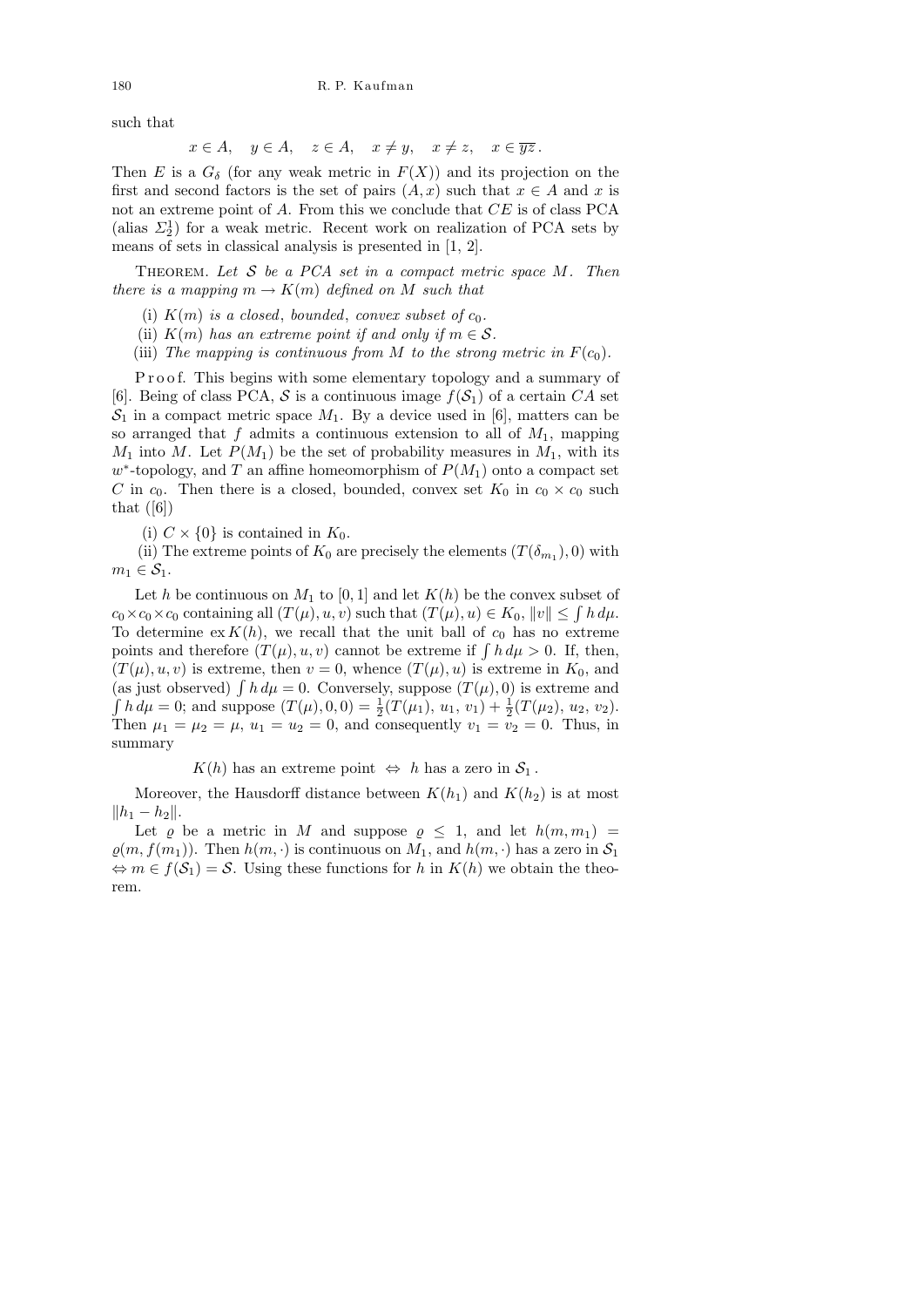such that

$$x \in A, \quad y \in A, \quad z \in A, \quad x \neq y, \quad x \neq z, \quad x \in \overline{yz}\,.$$

Then $E$ is a $G_\delta$ (for any weak metric in $F(X)$) and its projection on the first and second factors is the set of pairs $(A, x)$ such that $x \in A$ and $x$ is not an extreme point of $A$. From this we conclude that $CE$ is of class PCA (alias $\Sigma^1_2$) for a weak metric. Recent work on realization of PCA sets by means of sets in classical analysis is presented in [1, 2].

THEOREM. *Let $\mathcal{S}$ be a PCA set in a compact metric space $M$. Then there is a mapping $m \to K(m)$ defined on $M$ such that*

(i) *$K(m)$ is a closed, bounded, convex subset of $c_0$.*

(ii) *$K(m)$ has an extreme point if and only if $m \in \mathcal{S}$.*

(iii) *The mapping is continuous from $M$ to the strong metric in $F(c_0)$.*

Proof. This begins with some elementary topology and a summary of [6]. Being of class PCA, $\mathcal{S}$ is a continuous image $f(\mathcal{S}_1)$ of a certain $CA$ set $\mathcal{S}_1$ in a compact metric space $M_1$. By a device used in [6], matters can be so arranged that $f$ admits a continuous extension to all of $M_1$, mapping $M_1$ into $M$. Let $P(M_1)$ be the set of probability measures in $M_1$, with its $w^*$-topology, and $T$ an affine homeomorphism of $P(M_1)$ onto a compact set $C$ in $c_0$. Then there is a closed, bounded, convex set $K_0$ in $c_0 \times c_0$ such that ([6])

(i) $C \times \{0\}$ is contained in $K_0$.

(ii) The extreme points of $K_0$ are precisely the elements $(T(\delta_{m_1}), 0)$ with $m_1 \in \mathcal{S}_1$.

Let $h$ be continuous on $M_1$ to $[0,1]$ and let $K(h)$ be the convex subset of $c_0 \times c_0 \times c_0$ containing all $(T(\mu), u, v)$ such that $(T(\mu), u) \in K_0$, $\|v\| \le \int h\, d\mu$. To determine $\operatorname{ex} K(h)$, we recall that the unit ball of $c_0$ has no extreme points and therefore $(T(\mu), u, v)$ cannot be extreme if $\int h\, d\mu > 0$. If, then, $(T(\mu), u, v)$ is extreme, then $v = 0$, whence $(T(\mu), u)$ is extreme in $K_0$, and (as just observed) $\int h\, d\mu = 0$. Conversely, suppose $(T(\mu), 0)$ is extreme and $\int h\, d\mu = 0$; and suppose $(T(\mu), 0, 0) = \frac{1}{2}(T(\mu_1),\, u_1,\, v_1) + \frac{1}{2}(T(\mu_2),\, u_2,\, v_2)$. Then $\mu_1 = \mu_2 = \mu$, $u_1 = u_2 = 0$, and consequently $v_1 = v_2 = 0$. Thus, in summary

$$K(h) \text{ has an extreme point } \Leftrightarrow \ h \text{ has a zero in } \mathcal{S}_1\,.$$

Moreover, the Hausdorff distance between $K(h_1)$ and $K(h_2)$ is at most $\|h_1 - h_2\|$.

Let $\varrho$ be a metric in $M$ and suppose $\varrho \le 1$, and let $h(m, m_1) = \varrho(m, f(m_1))$. Then $h(m, \cdot)$ is continuous on $M_1$, and $h(m, \cdot)$ has a zero in $\mathcal{S}_1$ $\Leftrightarrow m \in f(\mathcal{S}_1) = \mathcal{S}$. Using these functions for $h$ in $K(h)$ we obtain the theorem.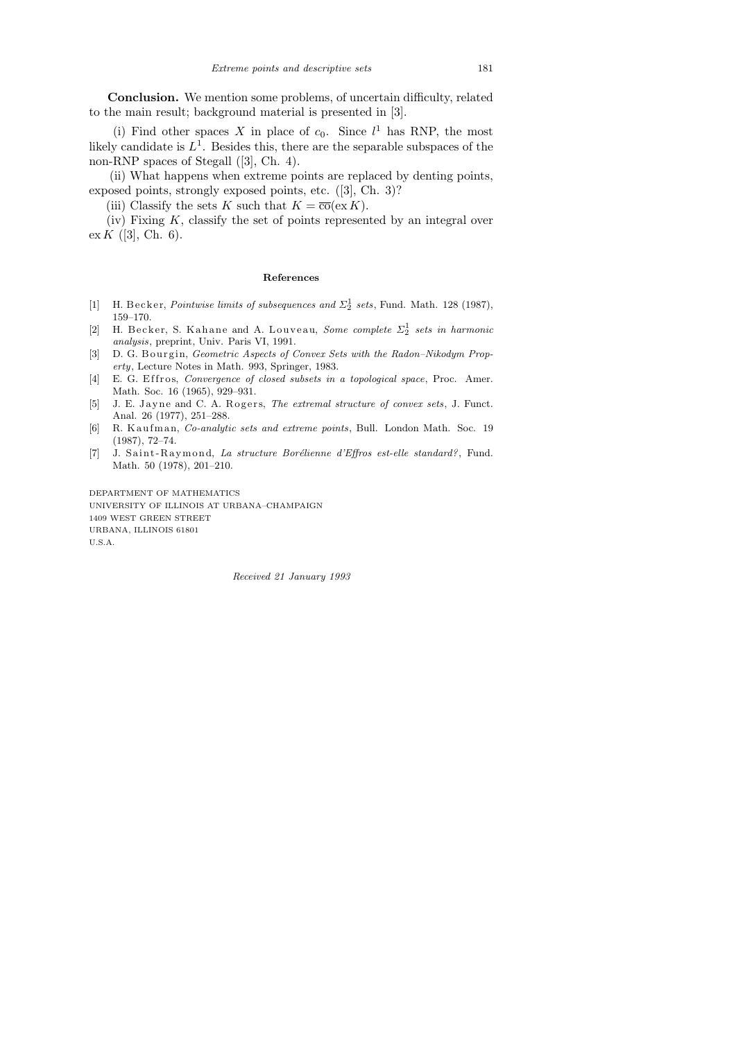**Conclusion.** We mention some problems, of uncertain difficulty, related to the main result; background material is presented in [3].

(i) Find other spaces $X$ in place of $c_0$. Since $l^1$ has RNP, the most likely candidate is $L^1$. Besides this, there are the separable subspaces of the non-RNP spaces of Stegall ([3], Ch. 4).

(ii) What happens when extreme points are replaced by denting points, exposed points, strongly exposed points, etc. ([3], Ch. 3)?

(iii) Classify the sets $K$ such that $K = \overline{\mathrm{co}}(\mathrm{ex}\, K)$.

(iv) Fixing $K$, classify the set of points represented by an integral over $\mathrm{ex}\, K$ ([3], Ch. 6).

## References

[1] H. Becker, *Pointwise limits of subsequences and $\Sigma^1_2$ sets*, Fund. Math. 128 (1987), 159–170.

[2] H. Becker, S. Kahane and A. Louveau, *Some complete $\Sigma^1_2$ sets in harmonic analysis*, preprint, Univ. Paris VI, 1991.

[3] D. G. Bourgin, *Geometric Aspects of Convex Sets with the Radon–Nikodym Property*, Lecture Notes in Math. 993, Springer, 1983.

[4] E. G. Effros, *Convergence of closed subsets in a topological space*, Proc. Amer. Math. Soc. 16 (1965), 929–931.

[5] J. E. Jayne and C. A. Rogers, *The extremal structure of convex sets*, J. Funct. Anal. 26 (1977), 251–288.

[6] R. Kaufman, *Co-analytic sets and extreme points*, Bull. London Math. Soc. 19 (1987), 72–74.

[7] J. Saint-Raymond, *La structure Borélienne d'Effros est-elle standard?*, Fund. Math. 50 (1978), 201–210.

DEPARTMENT OF MATHEMATICS
UNIVERSITY OF ILLINOIS AT URBANA–CHAMPAIGN
1409 WEST GREEN STREET
URBANA, ILLINOIS 61801
U.S.A.

*Received 21 January 1993*